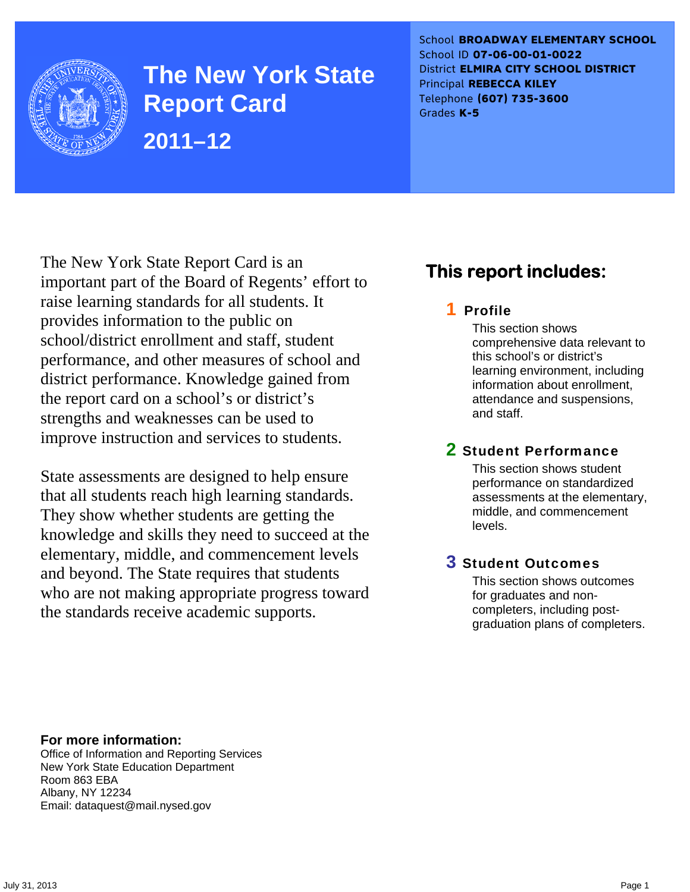# The New York State Report Card

## 2011–12

School **BROADWAY ELEMENTARY SCHOOL**
School ID **07-06-00-01-0022**
District **ELMIRA CITY SCHOOL DISTRICT**
Principal **REBECCA KILEY**
Telephone **(607) 735-3600**
Grades **K-5**

The New York State Report Card is an important part of the Board of Regents' effort to raise learning standards for all students. It provides information to the public on school/district enrollment and staff, student performance, and other measures of school and district performance. Knowledge gained from the report card on a school's or district's strengths and weaknesses can be used to improve instruction and services to students.

State assessments are designed to help ensure that all students reach high learning standards. They show whether students are getting the knowledge and skills they need to succeed at the elementary, middle, and commencement levels and beyond. The State requires that students who are not making appropriate progress toward the standards receive academic supports.

## This report includes:

**1 Profile**

This section shows comprehensive data relevant to this school's or district's learning environment, including information about enrollment, attendance and suspensions, and staff.

**2 Student Performance**

This section shows student performance on standardized assessments at the elementary, middle, and commencement levels.

**3 Student Outcomes**

This section shows outcomes for graduates and non-completers, including post-graduation plans of completers.

**For more information:**
Office of Information and Reporting Services
New York State Education Department
Room 863 EBA
Albany, NY 12234
Email: dataquest@mail.nysed.gov

July 31, 2013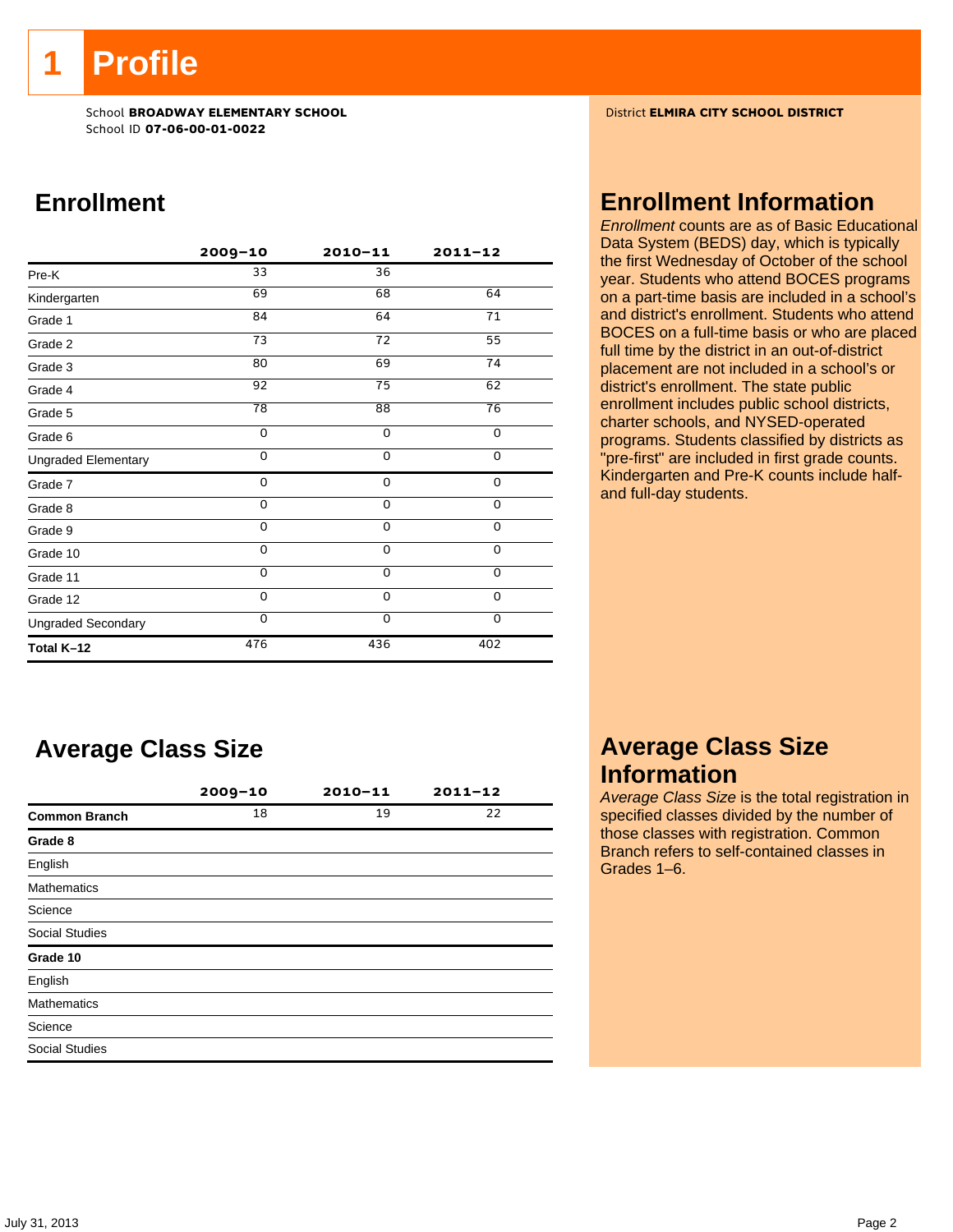# 1 Profile

School **BROADWAY ELEMENTARY SCHOOL**
School ID **07-06-00-01-0022**

District **ELMIRA CITY SCHOOL DISTRICT**

## Enrollment

| | 2009–10 | 2010–11 | 2011–12 |
|---|---|---|---|
| Pre-K | 33 | 36 | |
| Kindergarten | 69 | 68 | 64 |
| Grade 1 | 84 | 64 | 71 |
| Grade 2 | 73 | 72 | 55 |
| Grade 3 | 80 | 69 | 74 |
| Grade 4 | 92 | 75 | 62 |
| Grade 5 | 78 | 88 | 76 |
| Grade 6 | 0 | 0 | 0 |
| Ungraded Elementary | 0 | 0 | 0 |
| Grade 7 | 0 | 0 | 0 |
| Grade 8 | 0 | 0 | 0 |
| Grade 9 | 0 | 0 | 0 |
| Grade 10 | 0 | 0 | 0 |
| Grade 11 | 0 | 0 | 0 |
| Grade 12 | 0 | 0 | 0 |
| Ungraded Secondary | 0 | 0 | 0 |
| **Total K–12** | 476 | 436 | 402 |

## Enrollment Information

*Enrollment* counts are as of Basic Educational Data System (BEDS) day, which is typically the first Wednesday of October of the school year. Students who attend BOCES programs on a part-time basis are included in a school's and district's enrollment. Students who attend BOCES on a full-time basis or who are placed full time by the district in an out-of-district placement are not included in a school's or district's enrollment. The state public enrollment includes public school districts, charter schools, and NYSED-operated programs. Students classified by districts as "pre-first" are included in first grade counts. Kindergarten and Pre-K counts include half- and full-day students.

## Average Class Size

| | 2009–10 | 2010–11 | 2011–12 |
|---|---|---|---|
| **Common Branch** | 18 | 19 | 22 |
| **Grade 8** | | | |
| English | | | |
| Mathematics | | | |
| Science | | | |
| Social Studies | | | |
| **Grade 10** | | | |
| English | | | |
| Mathematics | | | |
| Science | | | |
| Social Studies | | | |

## Average Class Size Information

*Average Class Size* is the total registration in specified classes divided by the number of those classes with registration. Common Branch refers to self-contained classes in Grades 1–6.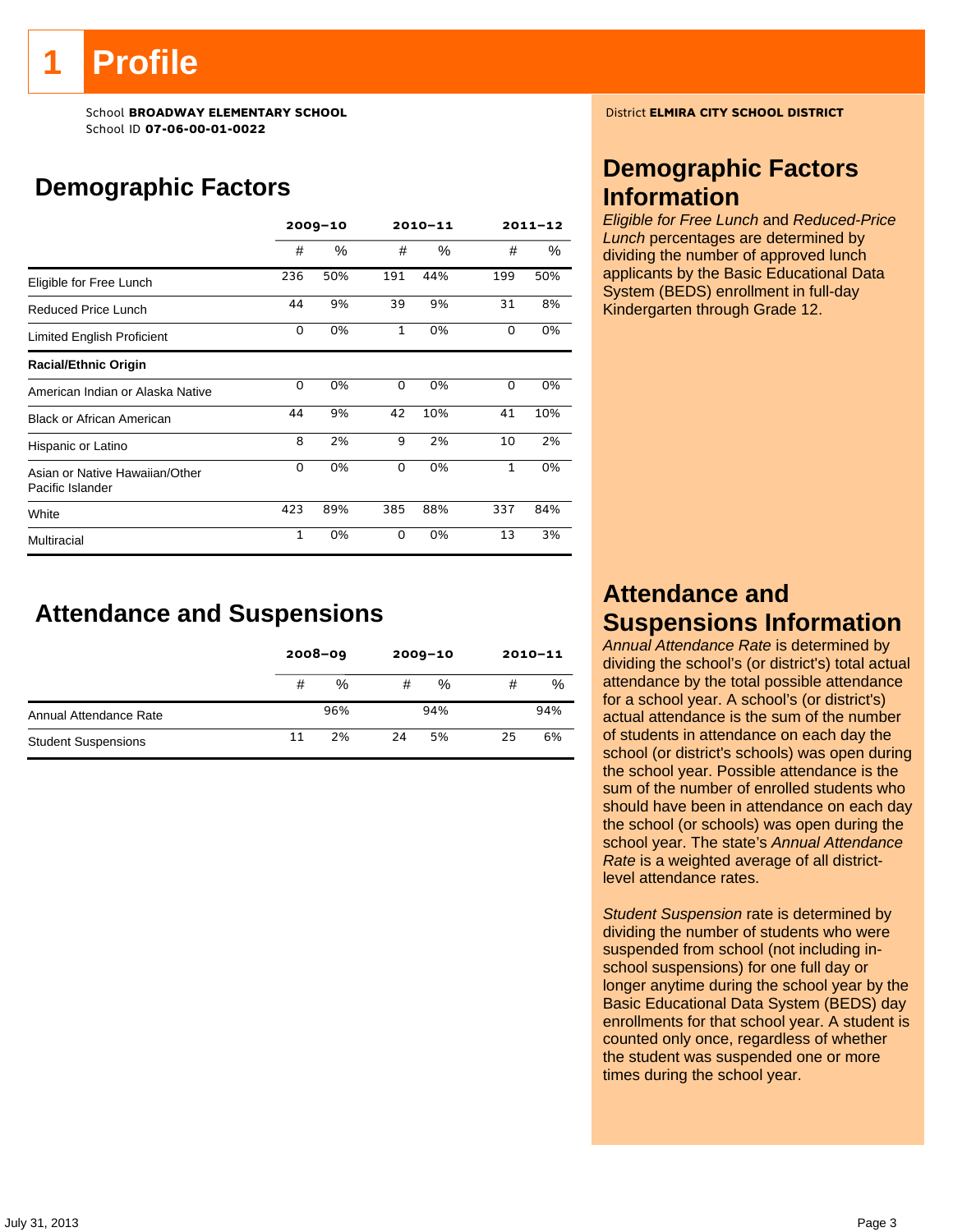# 1 Profile

School **BROADWAY ELEMENTARY SCHOOL**
School ID **07-06-00-01-0022**

District **ELMIRA CITY SCHOOL DISTRICT**

## Demographic Factors

| | 2009–10 | | 2010–11 | | 2011–12 | |
|---|---|---|---|---|---|---|
| | # | % | # | % | # | % |
| Eligible for Free Lunch | 236 | 50% | 191 | 44% | 199 | 50% |
| Reduced Price Lunch | 44 | 9% | 39 | 9% | 31 | 8% |
| Limited English Proficient | 0 | 0% | 1 | 0% | 0 | 0% |
| **Racial/Ethnic Origin** | | | | | | |
| American Indian or Alaska Native | 0 | 0% | 0 | 0% | 0 | 0% |
| Black or African American | 44 | 9% | 42 | 10% | 41 | 10% |
| Hispanic or Latino | 8 | 2% | 9 | 2% | 10 | 2% |
| Asian or Native Hawaiian/Other Pacific Islander | 0 | 0% | 0 | 0% | 1 | 0% |
| White | 423 | 89% | 385 | 88% | 337 | 84% |
| Multiracial | 1 | 0% | 0 | 0% | 13 | 3% |

## Attendance and Suspensions

| | 2008–09 | | 2009–10 | | 2010–11 | |
|---|---|---|---|---|---|---|
| | # | % | # | % | # | % |
| Annual Attendance Rate | | 96% | | 94% | | 94% |
| Student Suspensions | 11 | 2% | 24 | 5% | 25 | 6% |

## Demographic Factors Information

*Eligible for Free Lunch* and *Reduced-Price Lunch* percentages are determined by dividing the number of approved lunch applicants by the Basic Educational Data System (BEDS) enrollment in full-day Kindergarten through Grade 12.

## Attendance and Suspensions Information

*Annual Attendance Rate* is determined by dividing the school's (or district's) total actual attendance by the total possible attendance for a school year. A school's (or district's) actual attendance is the sum of the number of students in attendance on each day the school (or district's schools) was open during the school year. Possible attendance is the sum of the number of enrolled students who should have been in attendance on each day the school (or schools) was open during the school year. The state's *Annual Attendance Rate* is a weighted average of all district-level attendance rates.

*Student Suspension* rate is determined by dividing the number of students who were suspended from school (not including in-school suspensions) for one full day or longer anytime during the school year by the Basic Educational Data System (BEDS) day enrollments for that school year. A student is counted only once, regardless of whether the student was suspended one or more times during the school year.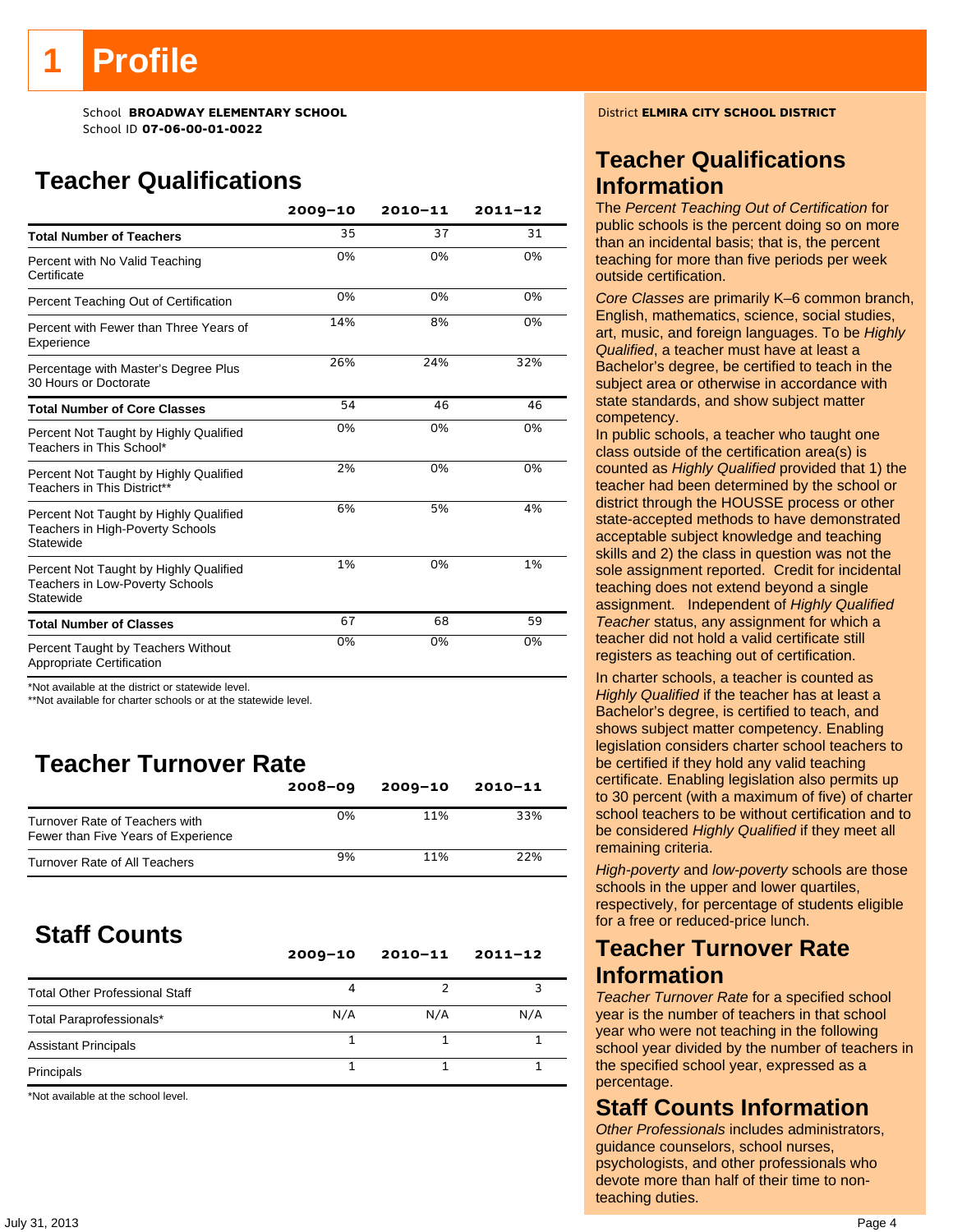# 1 Profile

School **BROADWAY ELEMENTARY SCHOOL**
School ID **07-06-00-01-0022**

District **ELMIRA CITY SCHOOL DISTRICT**

## Teacher Qualifications

| | 2009–10 | 2010–11 | 2011–12 |
|---|---|---|---|
| **Total Number of Teachers** | 35 | 37 | 31 |
| Percent with No Valid Teaching Certificate | 0% | 0% | 0% |
| Percent Teaching Out of Certification | 0% | 0% | 0% |
| Percent with Fewer than Three Years of Experience | 14% | 8% | 0% |
| Percentage with Master's Degree Plus 30 Hours or Doctorate | 26% | 24% | 32% |
| **Total Number of Core Classes** | 54 | 46 | 46 |
| Percent Not Taught by Highly Qualified Teachers in This School* | 0% | 0% | 0% |
| Percent Not Taught by Highly Qualified Teachers in This District** | 2% | 0% | 0% |
| Percent Not Taught by Highly Qualified Teachers in High-Poverty Schools Statewide | 6% | 5% | 4% |
| Percent Not Taught by Highly Qualified Teachers in Low-Poverty Schools Statewide | 1% | 0% | 1% |
| **Total Number of Classes** | 67 | 68 | 59 |
| Percent Taught by Teachers Without Appropriate Certification | 0% | 0% | 0% |

*Not available at the district or statewide level.
**Not available for charter schools or at the statewide level.

## Teacher Turnover Rate

| | 2008–09 | 2009–10 | 2010–11 |
|---|---|---|---|
| Turnover Rate of Teachers with Fewer than Five Years of Experience | 0% | 11% | 33% |
| Turnover Rate of All Teachers | 9% | 11% | 22% |

## Staff Counts

| | 2009–10 | 2010–11 | 2011–12 |
|---|---|---|---|
| Total Other Professional Staff | 4 | 2 | 3 |
| Total Paraprofessionals* | N/A | N/A | N/A |
| Assistant Principals | 1 | 1 | 1 |
| Principals | 1 | 1 | 1 |

*Not available at the school level.

## Teacher Qualifications Information

The *Percent Teaching Out of Certification* for public schools is the percent doing so on more than an incidental basis; that is, the percent teaching for more than five periods per week outside certification.

*Core Classes* are primarily K–6 common branch, English, mathematics, science, social studies, art, music, and foreign languages. To be *Highly Qualified*, a teacher must have at least a Bachelor's degree, be certified to teach in the subject area or otherwise in accordance with state standards, and show subject matter competency.
In public schools, a teacher who taught one class outside of the certification area(s) is counted as *Highly Qualified* provided that 1) the teacher had been determined by the school or district through the HOUSSE process or other state-accepted methods to have demonstrated acceptable subject knowledge and teaching skills and 2) the class in question was not the sole assignment reported. Credit for incidental teaching does not extend beyond a single assignment. Independent of *Highly Qualified Teacher* status, any assignment for which a teacher did not hold a valid certificate still registers as teaching out of certification.

In charter schools, a teacher is counted as *Highly Qualified* if the teacher has at least a Bachelor's degree, is certified to teach, and shows subject matter competency. Enabling legislation considers charter school teachers to be certified if they hold any valid teaching certificate. Enabling legislation also permits up to 30 percent (with a maximum of five) of charter school teachers to be without certification and to be considered *Highly Qualified* if they meet all remaining criteria.

*High-poverty* and *low-poverty* schools are those schools in the upper and lower quartiles, respectively, for percentage of students eligible for a free or reduced-price lunch.

## Teacher Turnover Rate Information

*Teacher Turnover Rate* for a specified school year is the number of teachers in that school year who were not teaching in the following school year divided by the number of teachers in the specified school year, expressed as a percentage.

## Staff Counts Information

*Other Professionals* includes administrators, guidance counselors, school nurses, psychologists, and other professionals who devote more than half of their time to non-teaching duties.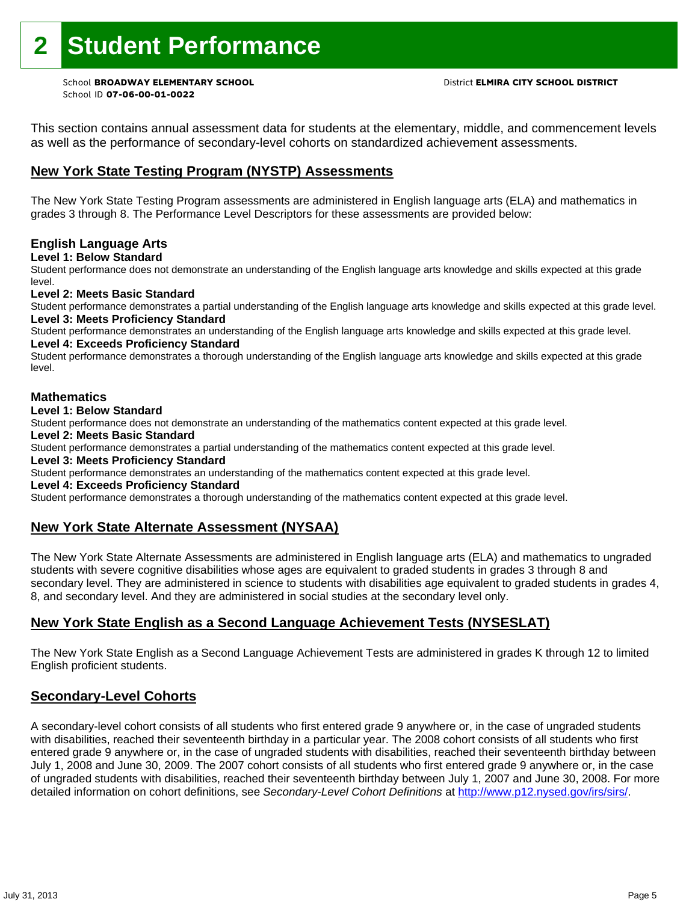# 2 Student Performance

School **BROADWAY ELEMENTARY SCHOOL**
School ID **07-06-00-01-0022**

District **ELMIRA CITY SCHOOL DISTRICT**

This section contains annual assessment data for students at the elementary, middle, and commencement levels as well as the performance of secondary-level cohorts on standardized achievement assessments.

## New York State Testing Program (NYSTP) Assessments

The New York State Testing Program assessments are administered in English language arts (ELA) and mathematics in grades 3 through 8. The Performance Level Descriptors for these assessments are provided below:

### English Language Arts

**Level 1: Below Standard**

Student performance does not demonstrate an understanding of the English language arts knowledge and skills expected at this grade level.

**Level 2: Meets Basic Standard**

Student performance demonstrates a partial understanding of the English language arts knowledge and skills expected at this grade level.

**Level 3: Meets Proficiency Standard**

Student performance demonstrates an understanding of the English language arts knowledge and skills expected at this grade level.

**Level 4: Exceeds Proficiency Standard**

Student performance demonstrates a thorough understanding of the English language arts knowledge and skills expected at this grade level.

### Mathematics

**Level 1: Below Standard**

Student performance does not demonstrate an understanding of the mathematics content expected at this grade level.

**Level 2: Meets Basic Standard**

Student performance demonstrates a partial understanding of the mathematics content expected at this grade level.

**Level 3: Meets Proficiency Standard**

Student performance demonstrates an understanding of the mathematics content expected at this grade level.

**Level 4: Exceeds Proficiency Standard**

Student performance demonstrates a thorough understanding of the mathematics content expected at this grade level.

## New York State Alternate Assessment (NYSAA)

The New York State Alternate Assessments are administered in English language arts (ELA) and mathematics to ungraded students with severe cognitive disabilities whose ages are equivalent to graded students in grades 3 through 8 and secondary level. They are administered in science to students with disabilities age equivalent to graded students in grades 4, 8, and secondary level. And they are administered in social studies at the secondary level only.

## New York State English as a Second Language Achievement Tests (NYSESLAT)

The New York State English as a Second Language Achievement Tests are administered in grades K through 12 to limited English proficient students.

## Secondary-Level Cohorts

A secondary-level cohort consists of all students who first entered grade 9 anywhere or, in the case of ungraded students with disabilities, reached their seventeenth birthday in a particular year. The 2008 cohort consists of all students who first entered grade 9 anywhere or, in the case of ungraded students with disabilities, reached their seventeenth birthday between July 1, 2008 and June 30, 2009. The 2007 cohort consists of all students who first entered grade 9 anywhere or, in the case of ungraded students with disabilities, reached their seventeenth birthday between July 1, 2007 and June 30, 2008. For more detailed information on cohort definitions, see *Secondary-Level Cohort Definitions* at http://www.p12.nysed.gov/irs/sirs/.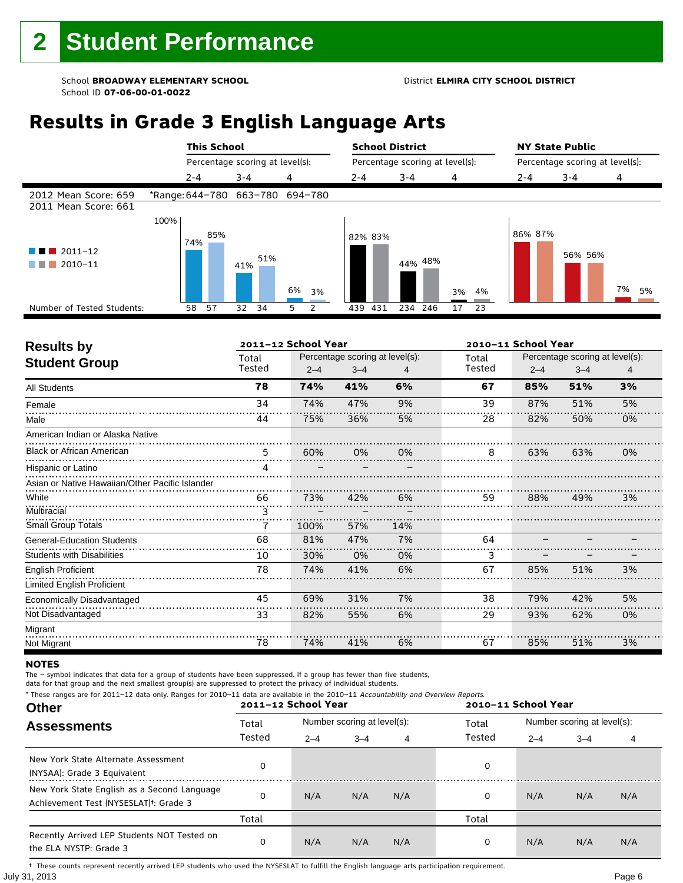# 2 Student Performance

School **BROADWAY ELEMENTARY SCHOOL**
School ID **07-06-00-01-0022**

District **ELMIRA CITY SCHOOL DISTRICT**

## Results in Grade 3 English Language Arts

| | This School | | | School District | | | NY State Public | | |
|---|---|---|---|---|---|---|---|---|---|
| | Percentage scoring at level(s): | | | Percentage scoring at level(s): | | | Percentage scoring at level(s): | | |
| | 2-4 | 3-4 | 4 | 2-4 | 3-4 | 4 | 2-4 | 3-4 | 4 |
| 2012 Mean Score: 659 / 2011 Mean Score: 661 | *Range: 644–780 | 663–780 | 694–780 | | | | | | |
| 2011–12 | 74% | 41% | 6% | 82% | 44% | 3% | 86% | 56% | 7% |
| 2010–11 | 85% | 51% | 3% | 83% | 48% | 4% | 87% | 56% | 5% |
| Number of Tested Students: 2011–12 | 58 | 32 | 5 | 439 | 234 | 17 | | | |
| Number of Tested Students: 2010–11 | 57 | 34 | 2 | 431 | 246 | 23 | | | |

## Results by Student Group

| | 2011–12 School Year | | | | 2010–11 School Year | | | |
|---|---|---|---|---|---|---|---|---|
| | Total Tested | Percentage scoring at level(s): 2–4 | 3–4 | 4 | Total Tested | Percentage scoring at level(s): 2–4 | 3–4 | 4 |
| **All Students** | **78** | **74%** | **41%** | **6%** | **67** | **85%** | **51%** | **3%** |
| Female | 34 | 74% | 47% | 9% | 39 | 87% | 51% | 5% |
| Male | 44 | 75% | 36% | 5% | 28 | 82% | 50% | 0% |
| American Indian or Alaska Native | | | | | | | | |
| Black or African American | 5 | 60% | 0% | 0% | 8 | 63% | 63% | 0% |
| Hispanic or Latino | 4 | – | – | – | | | | |
| Asian or Native Hawaiian/Other Pacific Islander | | | | | | | | |
| White | 66 | 73% | 42% | 6% | 59 | 88% | 49% | 3% |
| Multiracial | 3 | – | – | – | | | | |
| Small Group Totals | 7 | 100% | 57% | 14% | | | | |
| General-Education Students | 68 | 81% | 47% | 7% | 64 | – | – | – |
| Students with Disabilities | 10 | 30% | 0% | 0% | 3 | – | – | – |
| English Proficient | 78 | 74% | 41% | 6% | 67 | 85% | 51% | 3% |
| Limited English Proficient | | | | | | | | |
| Economically Disadvantaged | 45 | 69% | 31% | 7% | 38 | 79% | 42% | 5% |
| Not Disadvantaged | 33 | 82% | 55% | 6% | 29 | 93% | 62% | 0% |
| Migrant | | | | | | | | |
| Not Migrant | 78 | 74% | 41% | 6% | 67 | 85% | 51% | 3% |

**NOTES**

The – symbol indicates that data for a group of students have been suppressed. If a group has fewer than five students, data for that group and the next smallest group(s) are suppressed to protect the privacy of individual students.

\* These ranges are for 2011–12 data only. Ranges for 2010–11 data are available in the 2010–11 *Accountability and Overview Reports.*

## Other Assessments

| | 2011–12 School Year | | | | 2010–11 School Year | | | |
|---|---|---|---|---|---|---|---|---|
| | Total Tested | Number scoring at level(s): 2–4 | 3–4 | 4 | Total Tested | Number scoring at level(s): 2–4 | 3–4 | 4 |
| New York State Alternate Assessment (NYSAA): Grade 3 Equivalent | 0 | | | | 0 | | | |
| New York State English as a Second Language Achievement Test (NYSESLAT)†: Grade 3 | 0 | N/A | N/A | N/A | 0 | N/A | N/A | N/A |
| | Total | | | | Total | | | |
| Recently Arrived LEP Students NOT Tested on the ELA NYSTP: Grade 3 | 0 | N/A | N/A | N/A | 0 | N/A | N/A | N/A |

† These counts represent recently arrived LEP students who used the NYSESLAT to fulfill the English language arts participation requirement.

July 31, 2013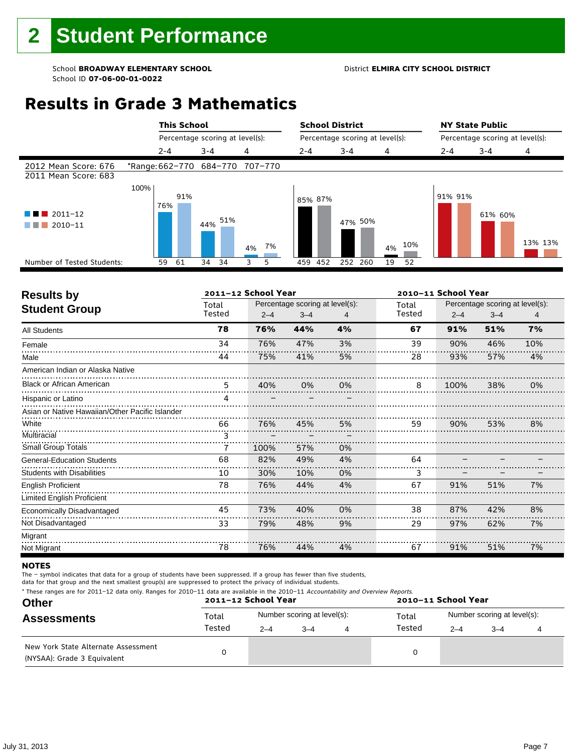## 2 Student Performance

School **BROADWAY ELEMENTARY SCHOOL** District **ELMIRA CITY SCHOOL DISTRICT**
School ID **07-06-00-01-0022**

# Results in Grade 3 Mathematics

| | This School | | | School District | | | NY State Public | | |
|---|---|---|---|---|---|---|---|---|---|
| | Percentage scoring at level(s): | | | Percentage scoring at level(s): | | | Percentage scoring at level(s): | | |
| | 2-4 | 3-4 | 4 | 2-4 | 3-4 | 4 | 2-4 | 3-4 | 4 |
| 2012 Mean Score: 676 | *Range: 662–770 | 684–770 | 707–770 | | | | | | |
| 2011 Mean Score: 683 | | | | | | | | | |
| 2011–12 | 76% | 44% | 4% | 85% | 47% | 4% | 91% | 61% | 13% |
| 2010–11 | 91% | 51% | 7% | 87% | 50% | 10% | 91% | 60% | 13% |
| Number of Tested Students: 2011–12 | 59 | 34 | 3 | 459 | 252 | 19 | | | |
| Number of Tested Students: 2010–11 | 61 | 34 | 5 | 452 | 260 | 52 | | | |

## Results by Student Group

| | 2011–12 School Year | | | | 2010–11 School Year | | | |
|---|---|---|---|---|---|---|---|---|
| | Total Tested | Percentage scoring at level(s): 2–4 | 3–4 | 4 | Total Tested | Percentage scoring at level(s): 2–4 | 3–4 | 4 |
| **All Students** | **78** | **76%** | **44%** | **4%** | **67** | **91%** | **51%** | **7%** |
| Female | 34 | 76% | 47% | 3% | 39 | 90% | 46% | 10% |
| Male | 44 | 75% | 41% | 5% | 28 | 93% | 57% | 4% |
| American Indian or Alaska Native | | | | | | | | |
| Black or African American | 5 | 40% | 0% | 0% | 8 | 100% | 38% | 0% |
| Hispanic or Latino | 4 | – | – | – | | | | |
| Asian or Native Hawaiian/Other Pacific Islander | | | | | | | | |
| White | 66 | 76% | 45% | 5% | 59 | 90% | 53% | 8% |
| Multiracial | 3 | – | – | – | | | | |
| Small Group Totals | 7 | 100% | 57% | 0% | | | | |
| General-Education Students | 68 | 82% | 49% | 4% | 64 | – | – | – |
| Students with Disabilities | 10 | 30% | 10% | 0% | 3 | – | – | – |
| English Proficient | 78 | 76% | 44% | 4% | 67 | 91% | 51% | 7% |
| Limited English Proficient | | | | | | | | |
| Economically Disadvantaged | 45 | 73% | 40% | 0% | 38 | 87% | 42% | 8% |
| Not Disadvantaged | 33 | 79% | 48% | 9% | 29 | 97% | 62% | 7% |
| Migrant | | | | | | | | |
| Not Migrant | 78 | 76% | 44% | 4% | 67 | 91% | 51% | 7% |

**NOTES**

The – symbol indicates that data for a group of students have been suppressed. If a group has fewer than five students, data for that group and the next smallest group(s) are suppressed to protect the privacy of individual students.

* These ranges are for 2011–12 data only. Ranges for 2010–11 data are available in the 2010–11 *Accountability and Overview Reports*.

## Other Assessments

| | 2011–12 School Year | | | | 2010–11 School Year | | | |
|---|---|---|---|---|---|---|---|---|
| | Total Tested | Number scoring at level(s): 2–4 | 3–4 | 4 | Total Tested | Number scoring at level(s): 2–4 | 3–4 | 4 |
| New York State Alternate Assessment (NYSAA): Grade 3 Equivalent | 0 | | | | 0 | | | |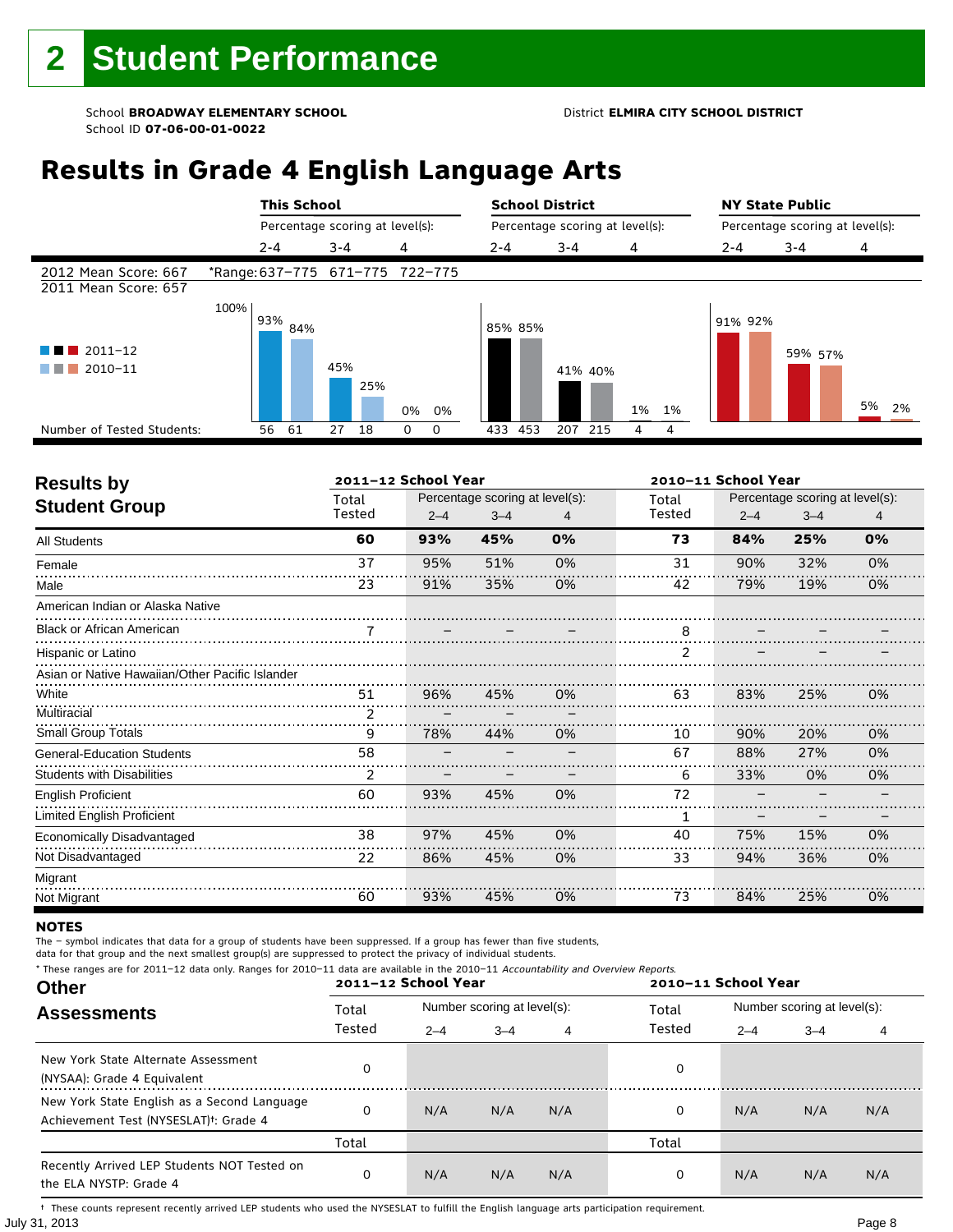# 2 Student Performance

School **BROADWAY ELEMENTARY SCHOOL** District **ELMIRA CITY SCHOOL DISTRICT**
School ID **07-06-00-01-0022**

## Results in Grade 4 English Language Arts

| | This School | | | School District | | | NY State Public | | |
|---|---|---|---|---|---|---|---|---|---|
| | Percentage scoring at level(s): | | | Percentage scoring at level(s): | | | Percentage scoring at level(s): | | |
| | 2-4 | 3-4 | 4 | 2-4 | 3-4 | 4 | 2-4 | 3-4 | 4 |
| 2012 Mean Score: 667 | *Range: 637–775 | 671–775 | 722–775 | | | | | | |
| 2011 Mean Score: 657 | | | | | | | | | |
| 2011–12 | 93% | 45% | 0% | 85% | 41% | 1% | 91% | 59% | 5% |
| 2010–11 | 84% | 25% | 0% | 85% | 40% | 1% | 92% | 57% | 2% |
| Number of Tested Students: 2011–12 | 56 | 27 | 0 | 433 | 207 | 4 | | | |
| Number of Tested Students: 2010–11 | 61 | 18 | 0 | 453 | 215 | 4 | | | |

| Results by Student Group | 2011–12 School Year | | | | 2010–11 School Year | | | |
|---|---|---|---|---|---|---|---|---|
| | Total Tested | Percentage scoring at level(s): | | | Total Tested | Percentage scoring at level(s): | | |
| | | 2–4 | 3–4 | 4 | | 2–4 | 3–4 | 4 |
| **All Students** | **60** | **93%** | **45%** | **0%** | **73** | **84%** | **25%** | **0%** |
| Female | 37 | 95% | 51% | 0% | 31 | 90% | 32% | 0% |
| Male | 23 | 91% | 35% | 0% | 42 | 79% | 19% | 0% |
| American Indian or Alaska Native | | | | | | | | |
| Black or African American | 7 | – | – | – | 8 | – | – | – |
| Hispanic or Latino | | | | | 2 | – | – | – |
| Asian or Native Hawaiian/Other Pacific Islander | | | | | | | | |
| White | 51 | 96% | 45% | 0% | 63 | 83% | 25% | 0% |
| Multiracial | 2 | – | – | – | | | | |
| Small Group Totals | 9 | 78% | 44% | 0% | 10 | 90% | 20% | 0% |
| General-Education Students | 58 | – | – | – | 67 | 88% | 27% | 0% |
| Students with Disabilities | 2 | – | – | – | 6 | 33% | 0% | 0% |
| English Proficient | 60 | 93% | 45% | 0% | 72 | – | – | – |
| Limited English Proficient | | | | | 1 | – | – | – |
| Economically Disadvantaged | 38 | 97% | 45% | 0% | 40 | 75% | 15% | 0% |
| Not Disadvantaged | 22 | 86% | 45% | 0% | 33 | 94% | 36% | 0% |
| Migrant | | | | | | | | |
| Not Migrant | 60 | 93% | 45% | 0% | 73 | 84% | 25% | 0% |

**NOTES**

The – symbol indicates that data for a group of students have been suppressed. If a group has fewer than five students, data for that group and the next smallest group(s) are suppressed to protect the privacy of individual students.

* These ranges are for 2011–12 data only. Ranges for 2010–11 data are available in the 2010–11 *Accountability and Overview Reports.*

| Other Assessments | 2011–12 School Year | | | | 2010–11 School Year | | | |
|---|---|---|---|---|---|---|---|---|
| | Total Tested | Number scoring at level(s): | | | Total Tested | Number scoring at level(s): | | |
| | | 2–4 | 3–4 | 4 | | 2–4 | 3–4 | 4 |
| New York State Alternate Assessment (NYSAA): Grade 4 Equivalent | 0 | | | | 0 | | | |
| New York State English as a Second Language Achievement Test (NYSESLAT)†: Grade 4 | 0 | N/A | N/A | N/A | 0 | N/A | N/A | N/A |
| | Total | | | | Total | | | |
| Recently Arrived LEP Students NOT Tested on the ELA NYSTP: Grade 4 | 0 | N/A | N/A | N/A | 0 | N/A | N/A | N/A |

† These counts represent recently arrived LEP students who used the NYSESLAT to fulfill the English language arts participation requirement.

July 31, 2013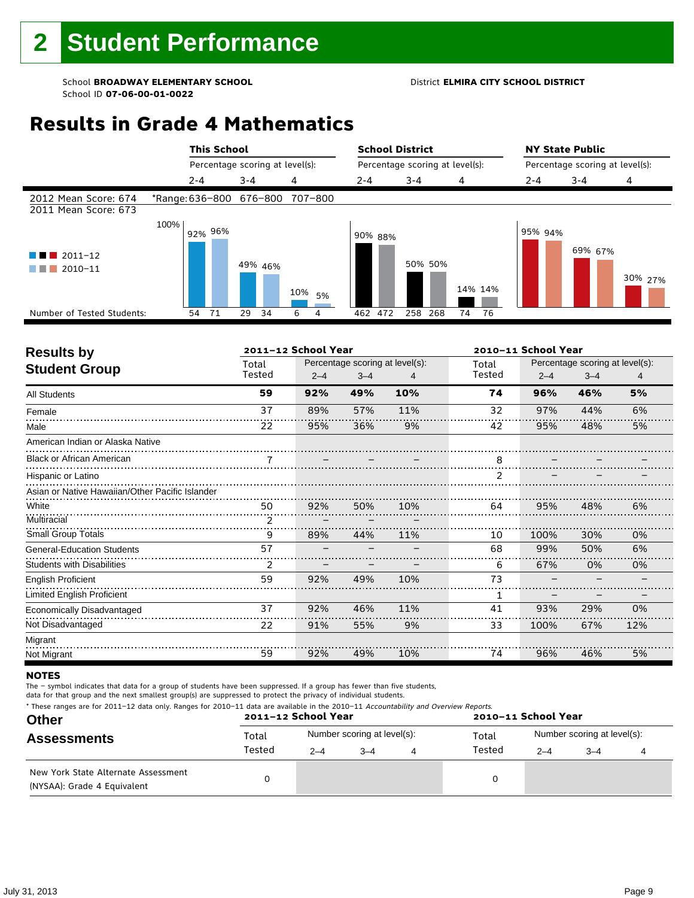# 2 Student Performance

School **BROADWAY ELEMENTARY SCHOOL** District **ELMIRA CITY SCHOOL DISTRICT**
School ID **07-06-00-01-0022**

## Results in Grade 4 Mathematics

| | This School | | | School District | | | NY State Public | | |
|---|---|---|---|---|---|---|---|---|---|
| | Percentage scoring at level(s): | | | Percentage scoring at level(s): | | | Percentage scoring at level(s): | | |
| | 2-4 | 3-4 | 4 | 2-4 | 3-4 | 4 | 2-4 | 3-4 | 4 |
| 2012 Mean Score: 674 | *Range: 636–800 | 676–800 | 707–800 | | | | | | |
| 2011 Mean Score: 673 | | | | | | | | | |
| 2011–12 | 92% | 49% | 10% | 90% | 50% | 14% | 95% | 69% | 30% |
| 2010–11 | 96% | 46% | 5% | 88% | 50% | 14% | 94% | 67% | 27% |
| Number of Tested Students: 2011–12 | 54 | 29 | 6 | 462 | 258 | 74 | | | |
| Number of Tested Students: 2010–11 | 71 | 34 | 4 | 472 | 268 | 76 | | | |

| Results by Student Group | 2011–12 School Year | | | | 2010–11 School Year | | | |
|---|---|---|---|---|---|---|---|---|
| | Total Tested | Percentage scoring at level(s): 2–4 | 3–4 | 4 | Total Tested | Percentage scoring at level(s): 2–4 | 3–4 | 4 |
| **All Students** | **59** | **92%** | **49%** | **10%** | **74** | **96%** | **46%** | **5%** |
| Female | 37 | 89% | 57% | 11% | 32 | 97% | 44% | 6% |
| Male | 22 | 95% | 36% | 9% | 42 | 95% | 48% | 5% |
| American Indian or Alaska Native | | | | | | | | |
| Black or African American | 7 | – | – | – | 8 | – | – | – |
| Hispanic or Latino | | | | | 2 | – | – | – |
| Asian or Native Hawaiian/Other Pacific Islander | | | | | | | | |
| White | 50 | 92% | 50% | 10% | 64 | 95% | 48% | 6% |
| Multiracial | 2 | – | – | – | | | | |
| Small Group Totals | 9 | 89% | 44% | 11% | 10 | 100% | 30% | 0% |
| General-Education Students | 57 | – | – | – | 68 | 99% | 50% | 6% |
| Students with Disabilities | 2 | – | – | – | 6 | 67% | 0% | 0% |
| English Proficient | 59 | 92% | 49% | 10% | 73 | – | – | – |
| Limited English Proficient | | | | | 1 | – | – | – |
| Economically Disadvantaged | 37 | 92% | 46% | 11% | 41 | 93% | 29% | 0% |
| Not Disadvantaged | 22 | 91% | 55% | 9% | 33 | 100% | 67% | 12% |
| Migrant | | | | | | | | |
| Not Migrant | 59 | 92% | 49% | 10% | 74 | 96% | 46% | 5% |

**NOTES**

The – symbol indicates that data for a group of students have been suppressed. If a group has fewer than five students, data for that group and the next smallest group(s) are suppressed to protect the privacy of individual students.

* These ranges are for 2011–12 data only. Ranges for 2010–11 data are available in the 2010–11 *Accountability and Overview Reports.*

| Other Assessments | 2011–12 School Year | | | | 2010–11 School Year | | | |
|---|---|---|---|---|---|---|---|---|
| | Total Tested | Number scoring at level(s): 2–4 | 3–4 | 4 | Total Tested | Number scoring at level(s): 2–4 | 3–4 | 4 |
| New York State Alternate Assessment (NYSAA): Grade 4 Equivalent | 0 | | | | 0 | | | |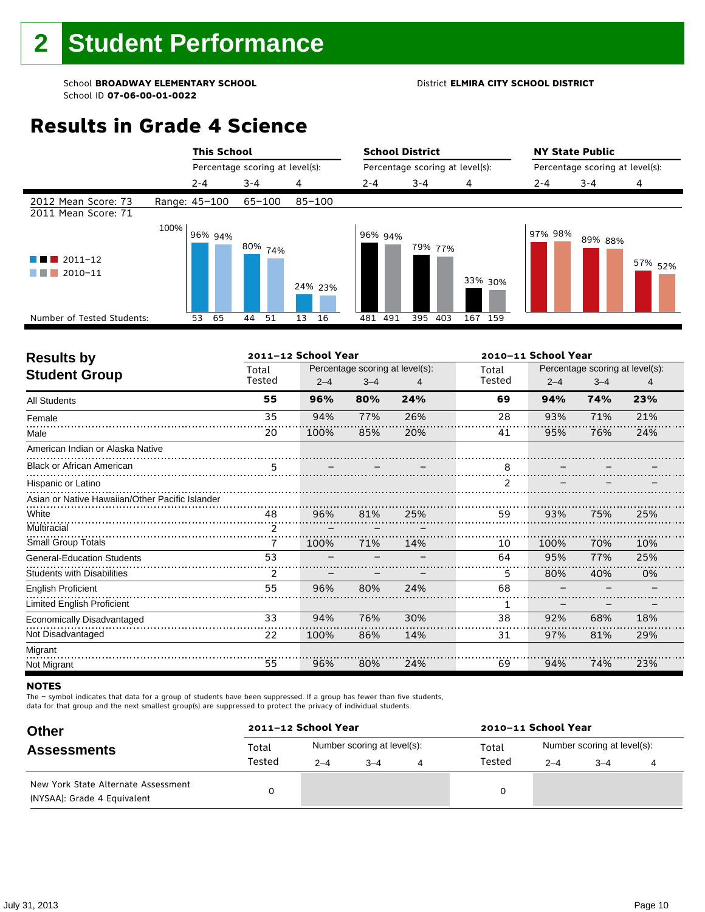# 2 Student Performance

School **BROADWAY ELEMENTARY SCHOOL**
School ID **07-06-00-01-0022**

District **ELMIRA CITY SCHOOL DISTRICT**

## Results in Grade 4 Science

| | This School | | | School District | | | NY State Public | | |
|---|---|---|---|---|---|---|---|---|---|
| | Percentage scoring at level(s): | | | Percentage scoring at level(s): | | | Percentage scoring at level(s): | | |
| | 2-4 | 3-4 | 4 | 2-4 | 3-4 | 4 | 2-4 | 3-4 | 4 |
| 2012 Mean Score: 73 — Range: | 45–100 | 65–100 | 85–100 | | | | | | |
| 2011 Mean Score: 71 | | | | | | | | | |
| 2011–12 | 96% | 80% | 24% | 96% | 79% | 33% | 97% | 89% | 57% |
| 2010–11 | 94% | 74% | 23% | 94% | 77% | 30% | 98% | 88% | 52% |
| Number of Tested Students (2011–12 / 2010–11): | 53 / 65 | 44 / 51 | 13 / 16 | 481 / 491 | 395 / 403 | 167 / 159 | | | |

## Results by Student Group

| | 2011–12 School Year | | | | 2010–11 School Year | | | |
|---|---|---|---|---|---|---|---|---|
| | Total Tested | Percentage scoring at level(s): 2–4 | 3–4 | 4 | Total Tested | Percentage scoring at level(s): 2–4 | 3–4 | 4 |
| All Students | **55** | **96%** | **80%** | **24%** | **69** | **94%** | **74%** | **23%** |
| Female | 35 | 94% | 77% | 26% | 28 | 93% | 71% | 21% |
| Male | 20 | 100% | 85% | 20% | 41 | 95% | 76% | 24% |
| American Indian or Alaska Native | | | | | | | | |
| Black or African American | 5 | – | – | – | 8 | – | – | – |
| Hispanic or Latino | | | | | 2 | – | – | – |
| Asian or Native Hawaiian/Other Pacific Islander | | | | | | | | |
| White | 48 | 96% | 81% | 25% | 59 | 93% | 75% | 25% |
| Multiracial | 2 | – | – | – | | | | |
| Small Group Totals | 7 | 100% | 71% | 14% | 10 | 100% | 70% | 10% |
| General-Education Students | 53 | – | – | – | 64 | 95% | 77% | 25% |
| Students with Disabilities | 2 | – | – | – | 5 | 80% | 40% | 0% |
| English Proficient | 55 | 96% | 80% | 24% | 68 | – | – | – |
| Limited English Proficient | | | | | 1 | – | – | – |
| Economically Disadvantaged | 33 | 94% | 76% | 30% | 38 | 92% | 68% | 18% |
| Not Disadvantaged | 22 | 100% | 86% | 14% | 31 | 97% | 81% | 29% |
| Migrant | | | | | | | | |
| Not Migrant | 55 | 96% | 80% | 24% | 69 | 94% | 74% | 23% |

**NOTES**

The – symbol indicates that data for a group of students have been suppressed. If a group has fewer than five students, data for that group and the next smallest group(s) are suppressed to protect the privacy of individual students.

## Other Assessments

| | 2011–12 School Year | | | | 2010–11 School Year | | | |
|---|---|---|---|---|---|---|---|---|
| | Total Tested | Number scoring at level(s): 2–4 | 3–4 | 4 | Total Tested | Number scoring at level(s): 2–4 | 3–4 | 4 |
| New York State Alternate Assessment (NYSAA): Grade 4 Equivalent | 0 | | | | 0 | | | |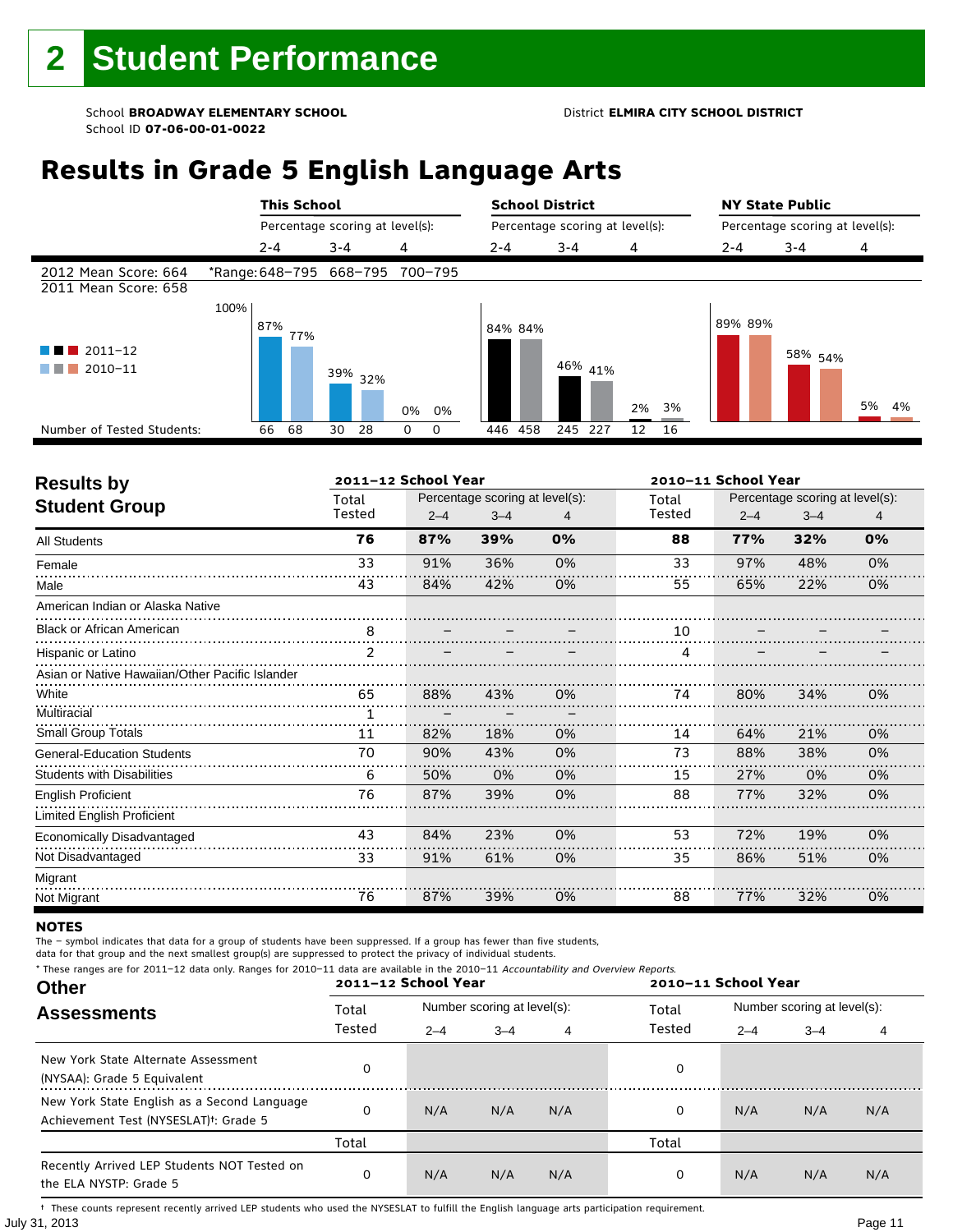# 2 Student Performance

School **BROADWAY ELEMENTARY SCHOOL**
School ID **07-06-00-01-0022**

District **ELMIRA CITY SCHOOL DISTRICT**

## Results in Grade 5 English Language Arts

| | This School | | | School District | | | NY State Public | | |
|---|---|---|---|---|---|---|---|---|---|
| | Percentage scoring at level(s): | | | Percentage scoring at level(s): | | | Percentage scoring at level(s): | | |
| | 2-4 | 3-4 | 4 | 2-4 | 3-4 | 4 | 2-4 | 3-4 | 4 |
| 2012 Mean Score: 664 / 2011 Mean Score: 658 | *Range: 648–795 | 668–795 | 700–795 | | | | | | |
| 2011–12 | 87% | 39% | 0% | 84% | 46% | 2% | 89% | 58% | 5% |
| 2010–11 | 77% | 32% | 0% | 84% | 41% | 3% | 89% | 54% | 4% |
| Number of Tested Students: 2011–12 | 66 | 30 | 0 | 446 | 245 | 12 | | | |
| Number of Tested Students: 2010–11 | 68 | 28 | 0 | 458 | 227 | 16 | | | |

## Results by Student Group

| | 2011–12 School Year | | | | 2010–11 School Year | | | |
|---|---|---|---|---|---|---|---|---|
| | Total Tested | Percentage scoring at level(s): 2–4 | 3–4 | 4 | Total Tested | Percentage scoring at level(s): 2–4 | 3–4 | 4 |
| **All Students** | **76** | **87%** | **39%** | **0%** | **88** | **77%** | **32%** | **0%** |
| Female | 33 | 91% | 36% | 0% | 33 | 97% | 48% | 0% |
| Male | 43 | 84% | 42% | 0% | 55 | 65% | 22% | 0% |
| American Indian or Alaska Native | | | | | | | | |
| Black or African American | 8 | – | – | – | 10 | – | – | – |
| Hispanic or Latino | 2 | – | – | – | 4 | – | – | – |
| Asian or Native Hawaiian/Other Pacific Islander | | | | | | | | |
| White | 65 | 88% | 43% | 0% | 74 | 80% | 34% | 0% |
| Multiracial | 1 | – | – | – | | | | |
| Small Group Totals | 11 | 82% | 18% | 0% | 14 | 64% | 21% | 0% |
| General-Education Students | 70 | 90% | 43% | 0% | 73 | 88% | 38% | 0% |
| Students with Disabilities | 6 | 50% | 0% | 0% | 15 | 27% | 0% | 0% |
| English Proficient | 76 | 87% | 39% | 0% | 88 | 77% | 32% | 0% |
| Limited English Proficient | | | | | | | | |
| Economically Disadvantaged | 43 | 84% | 23% | 0% | 53 | 72% | 19% | 0% |
| Not Disadvantaged | 33 | 91% | 61% | 0% | 35 | 86% | 51% | 0% |
| Migrant | | | | | | | | |
| Not Migrant | 76 | 87% | 39% | 0% | 88 | 77% | 32% | 0% |

### NOTES

The – symbol indicates that data for a group of students have been suppressed. If a group has fewer than five students, data for that group and the next smallest group(s) are suppressed to protect the privacy of individual students.

* These ranges are for 2011–12 data only. Ranges for 2010–11 data are available in the 2010–11 *Accountability and Overview Reports.*

## Other Assessments

| | 2011–12 School Year | | | | 2010–11 School Year | | | |
|---|---|---|---|---|---|---|---|---|
| | Total Tested | Number scoring at level(s): 2–4 | 3–4 | 4 | Total Tested | Number scoring at level(s): 2–4 | 3–4 | 4 |
| New York State Alternate Assessment (NYSAA): Grade 5 Equivalent | 0 | | | | 0 | | | |
| New York State English as a Second Language Achievement Test (NYSESLAT)†: Grade 5 | 0 | N/A | N/A | N/A | 0 | N/A | N/A | N/A |
| | Total | | | | Total | | | |
| Recently Arrived LEP Students NOT Tested on the ELA NYSTP: Grade 5 | 0 | N/A | N/A | N/A | 0 | N/A | N/A | N/A |

† These counts represent recently arrived LEP students who used the NYSESLAT to fulfill the English language arts participation requirement.

July 31, 2013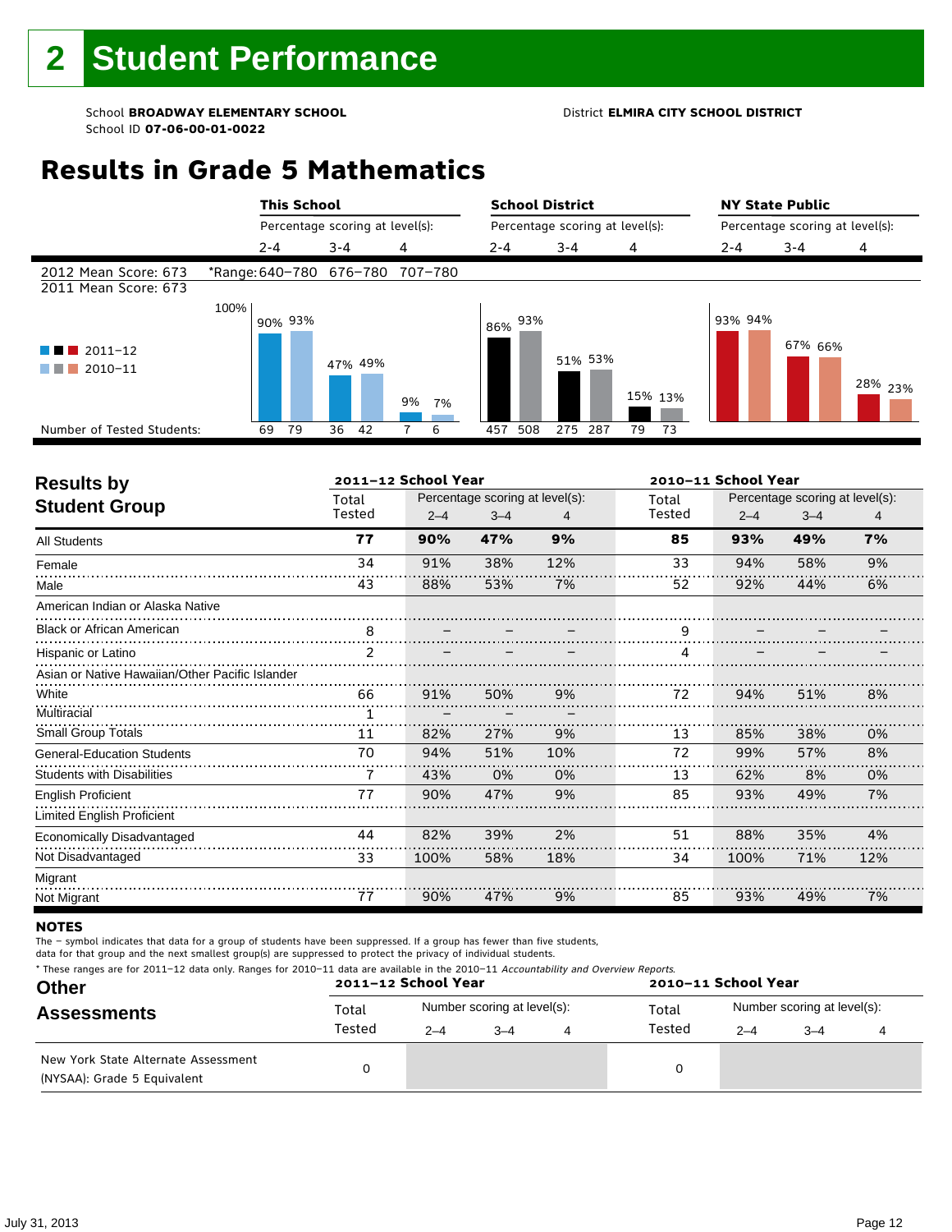# 2 Student Performance

School **BROADWAY ELEMENTARY SCHOOL** District **ELMIRA CITY SCHOOL DISTRICT**
School ID **07-06-00-01-0022**

## Results in Grade 5 Mathematics

| | This School | | | School District | | | NY State Public | | |
|---|---|---|---|---|---|---|---|---|---|
| | Percentage scoring at level(s): | | | Percentage scoring at level(s): | | | Percentage scoring at level(s): | | |
| | 2-4 | 3-4 | 4 | 2-4 | 3-4 | 4 | 2-4 | 3-4 | 4 |
| 2012 Mean Score: 673 | *Range: 640–780 | 676–780 | 707–780 | | | | | | |
| 2011 Mean Score: 673 | | | | | | | | | |
| 2011–12 | 90% | 47% | 9% | 86% | 51% | 15% | 93% | 67% | 28% |
| 2010–11 | 93% | 49% | 7% | 93% | 53% | 13% | 94% | 66% | 23% |
| Number of Tested Students (2011–12) | 69 | 36 | 7 | 457 | 275 | 79 | | | |
| Number of Tested Students (2010–11) | 79 | 42 | 6 | 508 | 287 | 73 | | | |

## Results by Student Group

| | 2011–12 School Year | | | | 2010–11 School Year | | | |
|---|---|---|---|---|---|---|---|---|
| | Total Tested | Percentage scoring at level(s): 2–4 | 3–4 | 4 | Total Tested | Percentage scoring at level(s): 2–4 | 3–4 | 4 |
| **All Students** | **77** | **90%** | **47%** | **9%** | **85** | **93%** | **49%** | **7%** |
| Female | 34 | 91% | 38% | 12% | 33 | 94% | 58% | 9% |
| Male | 43 | 88% | 53% | 7% | 52 | 92% | 44% | 6% |
| American Indian or Alaska Native | | | | | | | | |
| Black or African American | 8 | – | – | – | 9 | – | – | – |
| Hispanic or Latino | 2 | – | – | – | 4 | – | – | – |
| Asian or Native Hawaiian/Other Pacific Islander | | | | | | | | |
| White | 66 | 91% | 50% | 9% | 72 | 94% | 51% | 8% |
| Multiracial | 1 | – | – | – | | | | |
| Small Group Totals | 11 | 82% | 27% | 9% | 13 | 85% | 38% | 0% |
| General-Education Students | 70 | 94% | 51% | 10% | 72 | 99% | 57% | 8% |
| Students with Disabilities | 7 | 43% | 0% | 0% | 13 | 62% | 8% | 0% |
| English Proficient | 77 | 90% | 47% | 9% | 85 | 93% | 49% | 7% |
| Limited English Proficient | | | | | | | | |
| Economically Disadvantaged | 44 | 82% | 39% | 2% | 51 | 88% | 35% | 4% |
| Not Disadvantaged | 33 | 100% | 58% | 18% | 34 | 100% | 71% | 12% |
| Migrant | | | | | | | | |
| Not Migrant | 77 | 90% | 47% | 9% | 85 | 93% | 49% | 7% |

**NOTES**

The – symbol indicates that data for a group of students have been suppressed. If a group has fewer than five students, data for that group and the next smallest group(s) are suppressed to protect the privacy of individual students.

\* These ranges are for 2011–12 data only. Ranges for 2010–11 data are available in the 2010–11 *Accountability and Overview Reports.*

## Other Assessments

| | 2011–12 School Year | | | | 2010–11 School Year | | | |
|---|---|---|---|---|---|---|---|---|
| | Total Tested | Number scoring at level(s): 2–4 | 3–4 | 4 | Total Tested | Number scoring at level(s): 2–4 | 3–4 | 4 |
| New York State Alternate Assessment (NYSAA): Grade 5 Equivalent | 0 | | | | 0 | | | |

July 31, 2013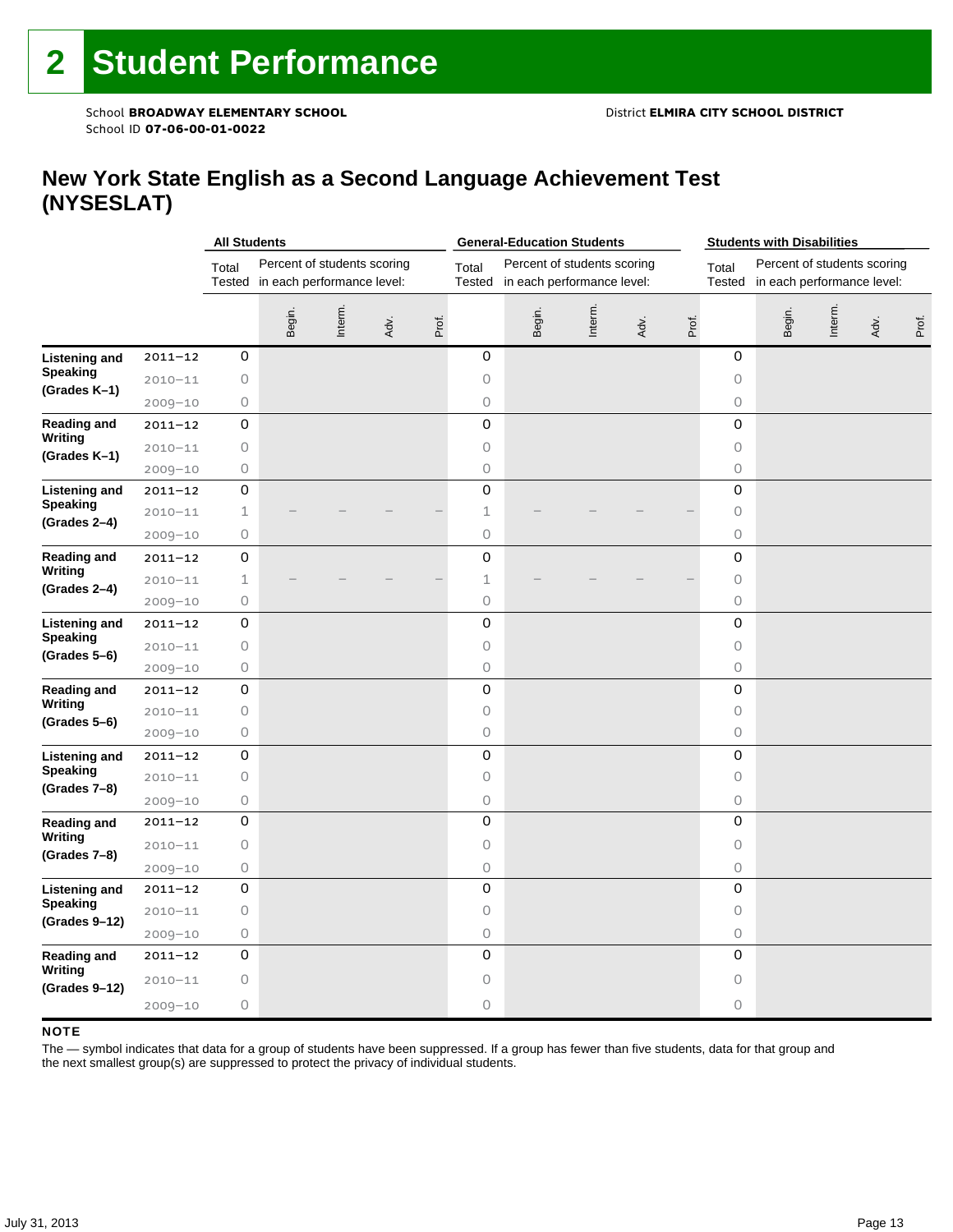# 2 Student Performance

School **BROADWAY ELEMENTARY SCHOOL**
School ID **07-06-00-01-0022**

District **ELMIRA CITY SCHOOL DISTRICT**

## New York State English as a Second Language Achievement Test (NYSESLAT)

| | | All Students | | | | | General-Education Students | | | | | Students with Disabilities | | | | |
|---|---|---|---|---|---|---|---|---|---|---|---|---|---|---|---|---|
| | | Total Tested | Percent of students scoring in each performance level: | | | | Total Tested | Percent of students scoring in each performance level: | | | | Total Tested | Percent of students scoring in each performance level: | | | |
| | | | Begin. | Interm. | Adv. | Prof. | | Begin. | Interm. | Adv. | Prof. | | Begin. | Interm. | Adv. | Prof. |
| **Listening and Speaking (Grades K–1)** | 2011–12 | 0 | | | | | 0 | | | | | 0 | | | | |
| | 2010–11 | 0 | | | | | 0 | | | | | 0 | | | | |
| | 2009–10 | 0 | | | | | 0 | | | | | 0 | | | | |
| **Reading and Writing (Grades K–1)** | 2011–12 | 0 | | | | | 0 | | | | | 0 | | | | |
| | 2010–11 | 0 | | | | | 0 | | | | | 0 | | | | |
| | 2009–10 | 0 | | | | | 0 | | | | | 0 | | | | |
| **Listening and Speaking (Grades 2–4)** | 2011–12 | 0 | | | | | 0 | | | | | 0 | | | | |
| | 2010–11 | 1 | — | — | — | — | 1 | — | — | — | — | 0 | | | | |
| | 2009–10 | 0 | | | | | 0 | | | | | 0 | | | | |
| **Reading and Writing (Grades 2–4)** | 2011–12 | 0 | | | | | 0 | | | | | 0 | | | | |
| | 2010–11 | 1 | — | — | — | — | 1 | — | — | — | — | 0 | | | | |
| | 2009–10 | 0 | | | | | 0 | | | | | 0 | | | | |
| **Listening and Speaking (Grades 5–6)** | 2011–12 | 0 | | | | | 0 | | | | | 0 | | | | |
| | 2010–11 | 0 | | | | | 0 | | | | | 0 | | | | |
| | 2009–10 | 0 | | | | | 0 | | | | | 0 | | | | |
| **Reading and Writing (Grades 5–6)** | 2011–12 | 0 | | | | | 0 | | | | | 0 | | | | |
| | 2010–11 | 0 | | | | | 0 | | | | | 0 | | | | |
| | 2009–10 | 0 | | | | | 0 | | | | | 0 | | | | |
| **Listening and Speaking (Grades 7–8)** | 2011–12 | 0 | | | | | 0 | | | | | 0 | | | | |
| | 2010–11 | 0 | | | | | 0 | | | | | 0 | | | | |
| | 2009–10 | 0 | | | | | 0 | | | | | 0 | | | | |
| **Reading and Writing (Grades 7–8)** | 2011–12 | 0 | | | | | 0 | | | | | 0 | | | | |
| | 2010–11 | 0 | | | | | 0 | | | | | 0 | | | | |
| | 2009–10 | 0 | | | | | 0 | | | | | 0 | | | | |
| **Listening and Speaking (Grades 9–12)** | 2011–12 | 0 | | | | | 0 | | | | | 0 | | | | |
| | 2010–11 | 0 | | | | | 0 | | | | | 0 | | | | |
| | 2009–10 | 0 | | | | | 0 | | | | | 0 | | | | |
| **Reading and Writing (Grades 9–12)** | 2011–12 | 0 | | | | | 0 | | | | | 0 | | | | |
| | 2010–11 | 0 | | | | | 0 | | | | | 0 | | | | |
| | 2009–10 | 0 | | | | | 0 | | | | | 0 | | | | |

**NOTE**

The — symbol indicates that data for a group of students have been suppressed. If a group has fewer than five students, data for that group and the next smallest group(s) are suppressed to protect the privacy of individual students.